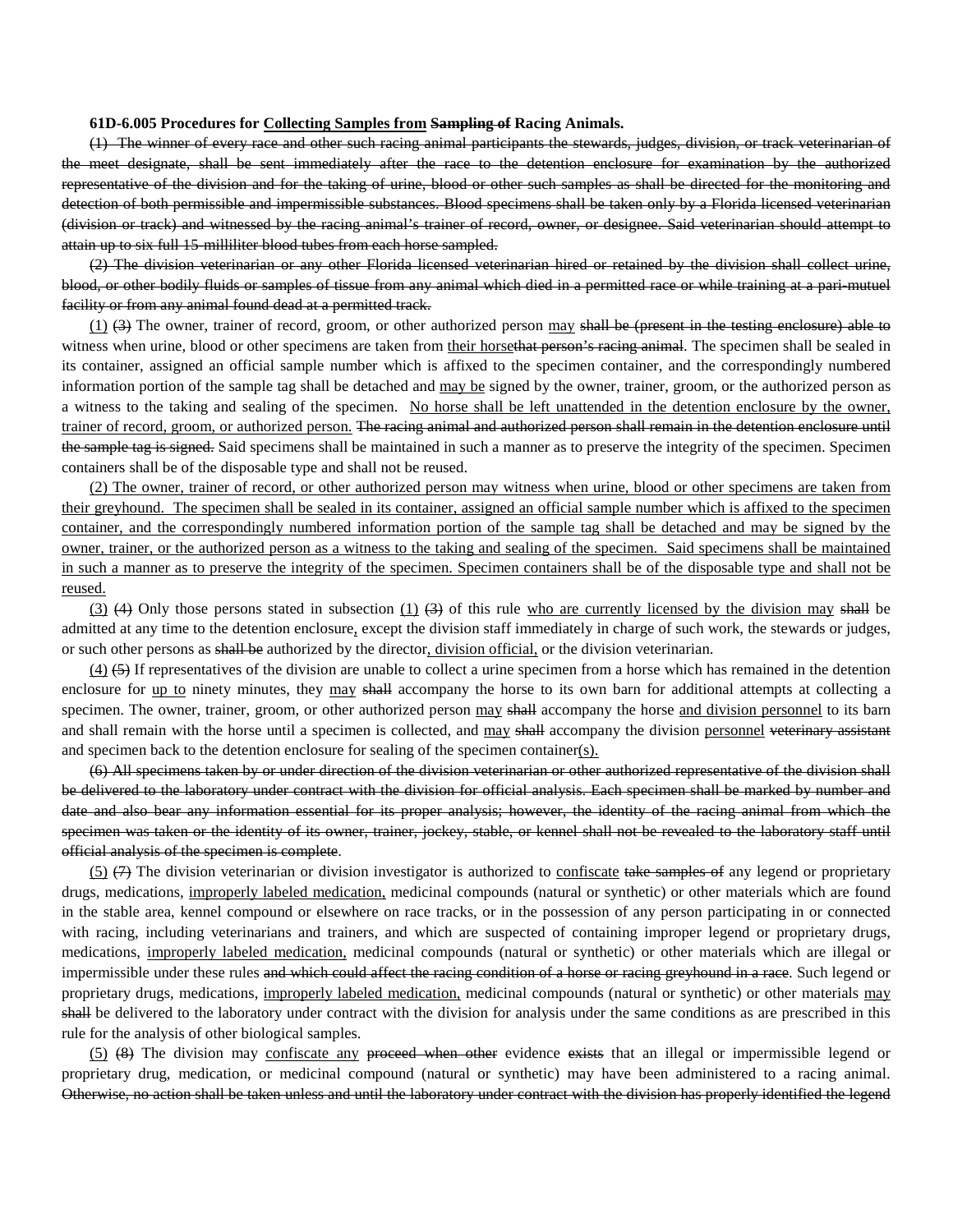**61D-6.005 Procedures for <u>Collecting Samples from</u> ~~Sampling of~~ Racing Animals.**

~~(1) The winner of every race and other such racing animal participants the stewards, judges, division, or track veterinarian of the meet designate, shall be sent immediately after the race to the detention enclosure for examination by the authorized representative of the division and for the taking of urine, blood or other such samples as shall be directed for the monitoring and detection of both permissible and impermissible substances. Blood specimens shall be taken only by a Florida licensed veterinarian (division or track) and witnessed by the racing animal's trainer of record, owner, or designee. Said veterinarian should attempt to attain up to six full 15-milliliter blood tubes from each horse sampled.~~

~~(2) The division veterinarian or any other Florida licensed veterinarian hired or retained by the division shall collect urine, blood, or other bodily fluids or samples of tissue from any animal which died in a permitted race or while training at a pari-mutuel facility or from any animal found dead at a permitted track.~~

<u>(1)</u> ~~(3)~~ The owner, trainer of record, groom, or other authorized person <u>may</u> ~~shall be (present in the testing enclosure) able to~~ witness when urine, blood or other specimens are taken from <u>their horse</u>~~that person's racing animal~~. The specimen shall be sealed in its container, assigned an official sample number which is affixed to the specimen container, and the correspondingly numbered information portion of the sample tag shall be detached and <u>may be</u> signed by the owner, trainer, groom, or the authorized person as a witness to the taking and sealing of the specimen. <u>No horse shall be left unattended in the detention enclosure by the owner, trainer of record, groom, or authorized person.</u> ~~The racing animal and authorized person shall remain in the detention enclosure until the sample tag is signed.~~ Said specimens shall be maintained in such a manner as to preserve the integrity of the specimen. Specimen containers shall be of the disposable type and shall not be reused.

<u>(2) The owner, trainer of record, or other authorized person may witness when urine, blood or other specimens are taken from their greyhound. The specimen shall be sealed in its container, assigned an official sample number which is affixed to the specimen container, and the correspondingly numbered information portion of the sample tag shall be detached and may be signed by the owner, trainer, or the authorized person as a witness to the taking and sealing of the specimen. Said specimens shall be maintained in such a manner as to preserve the integrity of the specimen. Specimen containers shall be of the disposable type and shall not be reused.</u>

<u>(3)</u> ~~(4)~~ Only those persons stated in subsection <u>(1)</u> ~~(3)~~ of this rule <u>who are currently licensed by the division may</u> ~~shall~~ be admitted at any time to the detention enclosure<u>,</u> except the division staff immediately in charge of such work, the stewards or judges, or such other persons as ~~shall be~~ authorized by the director<u>, division official,</u> or the division veterinarian.

<u>(4)</u> ~~(5)~~ If representatives of the division are unable to collect a urine specimen from a horse which has remained in the detention enclosure for <u>up to</u> ninety minutes, they <u>may</u> ~~shall~~ accompany the horse to its own barn for additional attempts at collecting a specimen. The owner, trainer, groom, or other authorized person <u>may</u> ~~shall~~ accompany the horse <u>and division personnel</u> to its barn and shall remain with the horse until a specimen is collected, and <u>may</u> ~~shall~~ accompany the division <u>personnel</u> ~~veterinary assistant~~ and specimen back to the detention enclosure for sealing of the specimen container<u>(s).</u>

~~(6) All specimens taken by or under direction of the division veterinarian or other authorized representative of the division shall be delivered to the laboratory under contract with the division for official analysis. Each specimen shall be marked by number and date and also bear any information essential for its proper analysis; however, the identity of the racing animal from which the specimen was taken or the identity of its owner, trainer, jockey, stable, or kennel shall not be revealed to the laboratory staff until official analysis of the specimen is complete~~.

<u>(5)</u> ~~(7)~~ The division veterinarian or division investigator is authorized to <u>confiscate</u> ~~take samples of~~ any legend or proprietary drugs, medications, <u>improperly labeled medication,</u> medicinal compounds (natural or synthetic) or other materials which are found in the stable area, kennel compound or elsewhere on race tracks, or in the possession of any person participating in or connected with racing, including veterinarians and trainers, and which are suspected of containing improper legend or proprietary drugs, medications, <u>improperly labeled medication,</u> medicinal compounds (natural or synthetic) or other materials which are illegal or impermissible under these rules ~~and which could affect the racing condition of a horse or racing greyhound in a race~~. Such legend or proprietary drugs, medications, <u>improperly labeled medication,</u> medicinal compounds (natural or synthetic) or other materials <u>may</u> ~~shall~~ be delivered to the laboratory under contract with the division for analysis under the same conditions as are prescribed in this rule for the analysis of other biological samples.

<u>(5)</u> ~~(8)~~ The division may <u>confiscate any</u> ~~proceed when other~~ evidence ~~exists~~ that an illegal or impermissible legend or proprietary drug, medication, or medicinal compound (natural or synthetic) may have been administered to a racing animal. ~~Otherwise, no action shall be taken unless and until the laboratory under contract with the division has properly identified the legend~~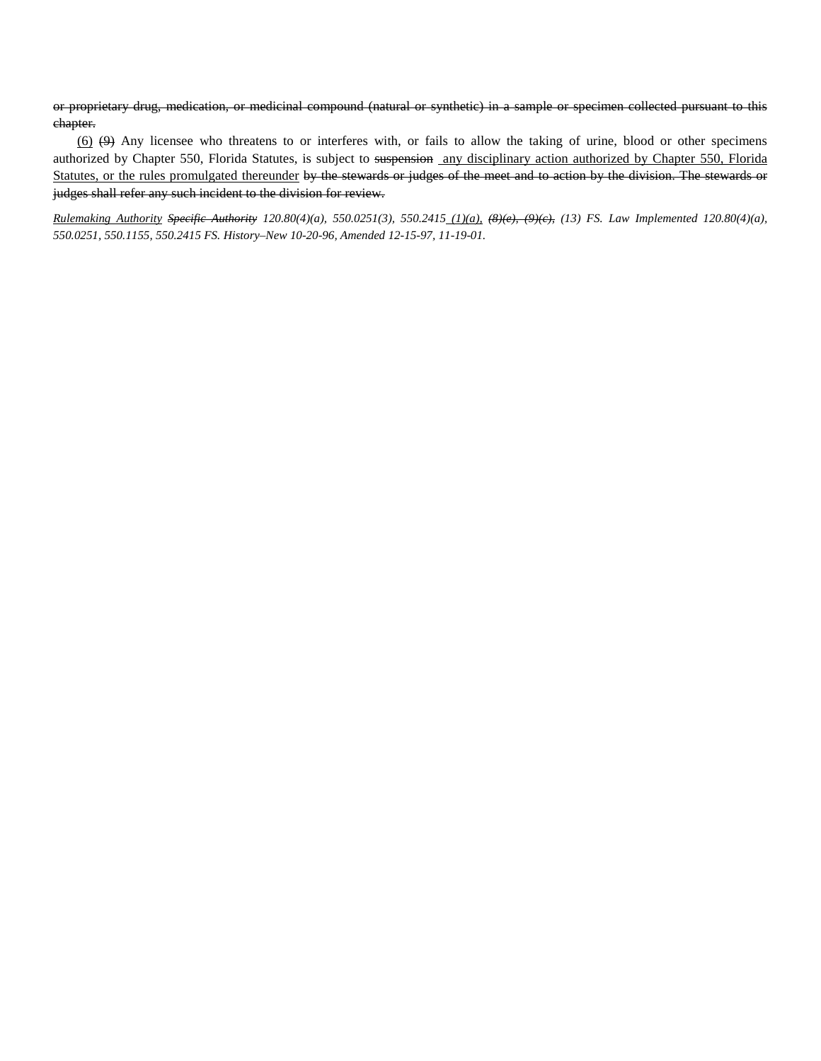~~or proprietary drug, medication, or medicinal compound (natural or synthetic) in a sample or specimen collected pursuant to this chapter.~~

(6) ~~(9)~~ Any licensee who threatens to or interferes with, or fails to allow the taking of urine, blood or other specimens authorized by Chapter 550, Florida Statutes, is subject to ~~suspension~~ any disciplinary action authorized by Chapter 550, Florida Statutes, or the rules promulgated thereunder ~~by the stewards or judges of the meet and to action by the division. The stewards or judges shall refer any such incident to the division for review.~~

*Rulemaking Authority ~~Specific Authority~~ 120.80(4)(a), 550.0251(3), 550.2415 (1)(a), ~~(8)(e), (9)(c),~~ (13) FS. Law Implemented 120.80(4)(a), 550.0251, 550.1155, 550.2415 FS. History–New 10-20-96, Amended 12-15-97, 11-19-01.*